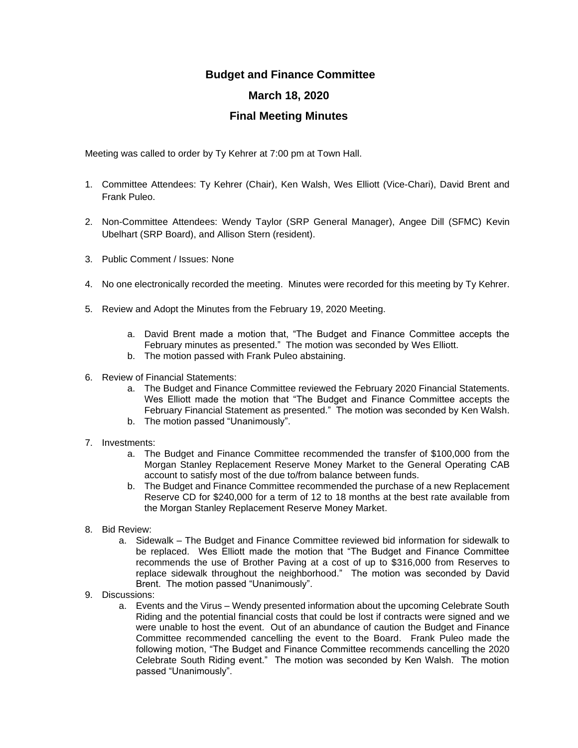# Budget and Finance Committee

## March 18, 2020

## Final Meeting Minutes

Meeting was called to order by Ty Kehrer at 7:00 pm at Town Hall.

1. Committee Attendees: Ty Kehrer (Chair), Ken Walsh, Wes Elliott (Vice-Chari), David Brent and Frank Puleo.

2. Non-Committee Attendees: Wendy Taylor (SRP General Manager), Angee Dill (SFMC) Kevin Ubelhart (SRP Board), and Allison Stern (resident).

3. Public Comment / Issues: None

4. No one electronically recorded the meeting. Minutes were recorded for this meeting by Ty Kehrer.

5. Review and Adopt the Minutes from the February 19, 2020 Meeting.

   a. David Brent made a motion that, "The Budget and Finance Committee accepts the February minutes as presented." The motion was seconded by Wes Elliott.
   b. The motion passed with Frank Puleo abstaining.

6. Review of Financial Statements:
   a. The Budget and Finance Committee reviewed the February 2020 Financial Statements. Wes Elliott made the motion that "The Budget and Finance Committee accepts the February Financial Statement as presented." The motion was seconded by Ken Walsh.
   b. The motion passed "Unanimously".

7. Investments:
   a. The Budget and Finance Committee recommended the transfer of $100,000 from the Morgan Stanley Replacement Reserve Money Market to the General Operating CAB account to satisfy most of the due to/from balance between funds.
   b. The Budget and Finance Committee recommended the purchase of a new Replacement Reserve CD for $240,000 for a term of 12 to 18 months at the best rate available from the Morgan Stanley Replacement Reserve Money Market.

8. Bid Review:
   a. Sidewalk – The Budget and Finance Committee reviewed bid information for sidewalk to be replaced. Wes Elliott made the motion that "The Budget and Finance Committee recommends the use of Brother Paving at a cost of up to $316,000 from Reserves to replace sidewalk throughout the neighborhood." The motion was seconded by David Brent. The motion passed "Unanimously".

9. Discussions:
   a. Events and the Virus – Wendy presented information about the upcoming Celebrate South Riding and the potential financial costs that could be lost if contracts were signed and we were unable to host the event. Out of an abundance of caution the Budget and Finance Committee recommended cancelling the event to the Board. Frank Puleo made the following motion, "The Budget and Finance Committee recommends cancelling the 2020 Celebrate South Riding event." The motion was seconded by Ken Walsh. The motion passed "Unanimously".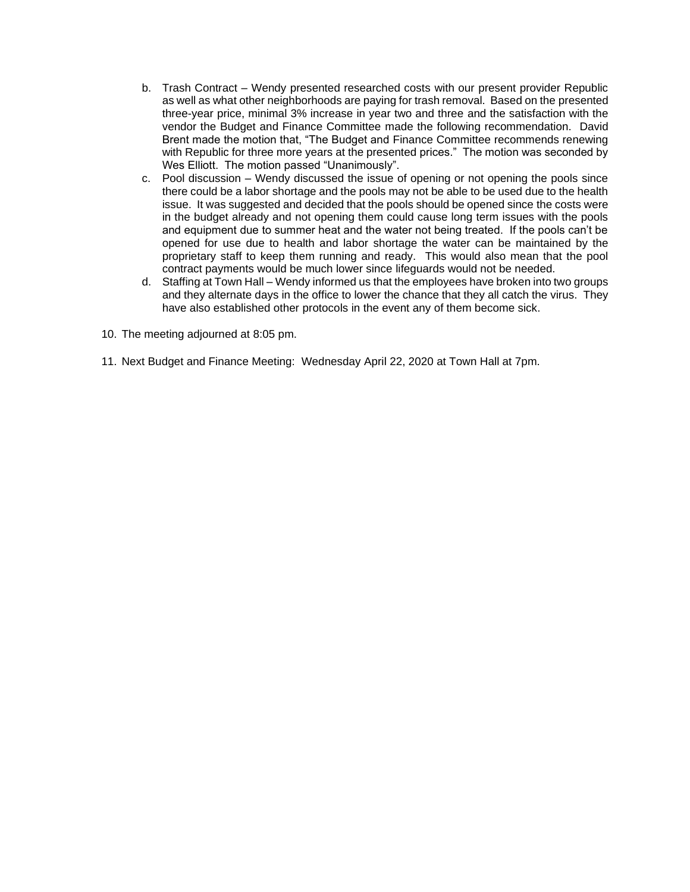b. Trash Contract – Wendy presented researched costs with our present provider Republic as well as what other neighborhoods are paying for trash removal. Based on the presented three-year price, minimal 3% increase in year two and three and the satisfaction with the vendor the Budget and Finance Committee made the following recommendation. David Brent made the motion that, "The Budget and Finance Committee recommends renewing with Republic for three more years at the presented prices." The motion was seconded by Wes Elliott. The motion passed "Unanimously".

c. Pool discussion – Wendy discussed the issue of opening or not opening the pools since there could be a labor shortage and the pools may not be able to be used due to the health issue. It was suggested and decided that the pools should be opened since the costs were in the budget already and not opening them could cause long term issues with the pools and equipment due to summer heat and the water not being treated. If the pools can't be opened for use due to health and labor shortage the water can be maintained by the proprietary staff to keep them running and ready. This would also mean that the pool contract payments would be much lower since lifeguards would not be needed.

d. Staffing at Town Hall – Wendy informed us that the employees have broken into two groups and they alternate days in the office to lower the chance that they all catch the virus. They have also established other protocols in the event any of them become sick.

10. The meeting adjourned at 8:05 pm.

11. Next Budget and Finance Meeting: Wednesday April 22, 2020 at Town Hall at 7pm.